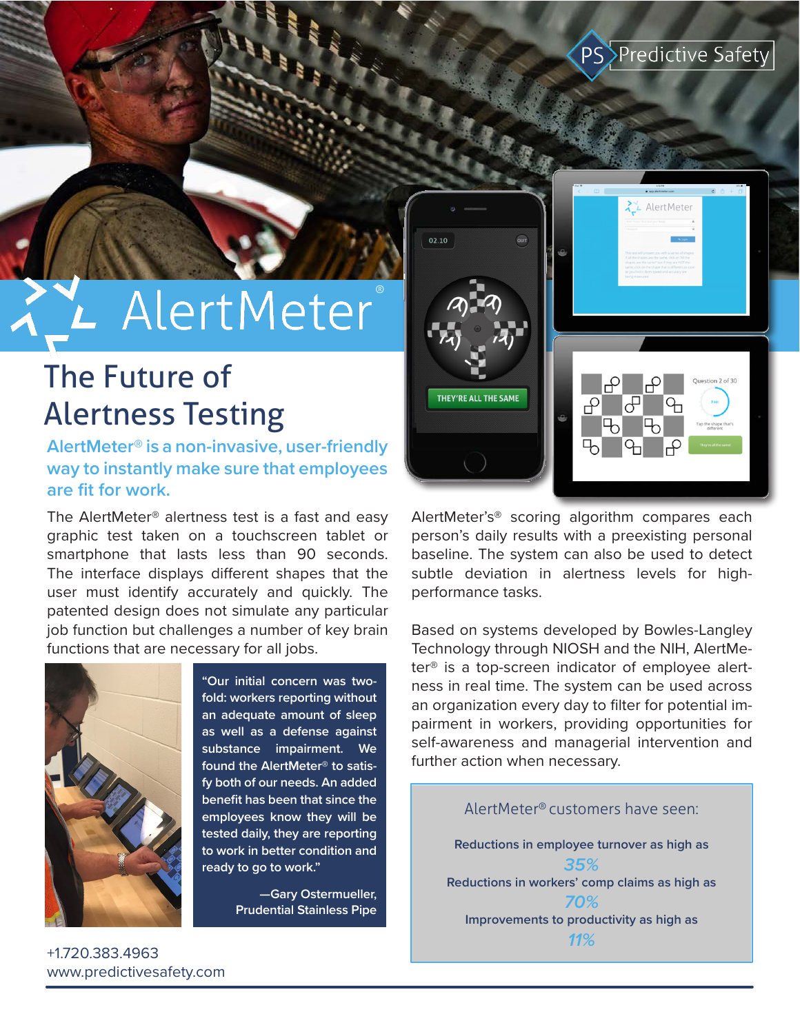Predictive Safety

# AlertMeter®

## The Future of Alertness Testing

**AlertMeter® is a non-invasive, user-friendly way to instantly make sure that employees are fit for work.**

The AlertMeter® alertness test is a fast and easy graphic test taken on a touchscreen tablet or smartphone that lasts less than 90 seconds. The interface displays different shapes that the user must identify accurately and quickly. The patented design does not simulate any particular job function but challenges a number of key brain functions that are necessary for all jobs.

> "Our initial concern was two-fold: workers reporting without an adequate amount of sleep as well as a defense against substance impairment. We found the AlertMeter® to satisfy both of our needs. An added benefit has been that since the employees know they will be tested daily, they are reporting to work in better condition and ready to go to work."
>
> —Gary Ostermueller, Prudential Stainless Pipe

AlertMeter's® scoring algorithm compares each person's daily results with a preexisting personal baseline. The system can also be used to detect subtle deviation in alertness levels for high-performance tasks.

Based on systems developed by Bowles-Langley Technology through NIOSH and the NIH, AlertMeter® is a top-screen indicator of employee alertness in real time. The system can be used across an organization every day to filter for potential impairment in workers, providing opportunities for self-awareness and managerial intervention and further action when necessary.

### AlertMeter® customers have seen:

**Reductions in employee turnover as high as**
***35%***

**Reductions in workers' comp claims as high as**
***70%***

**Improvements to productivity as high as**
***11%***

+1.720.383.4963
www.predictivesafety.com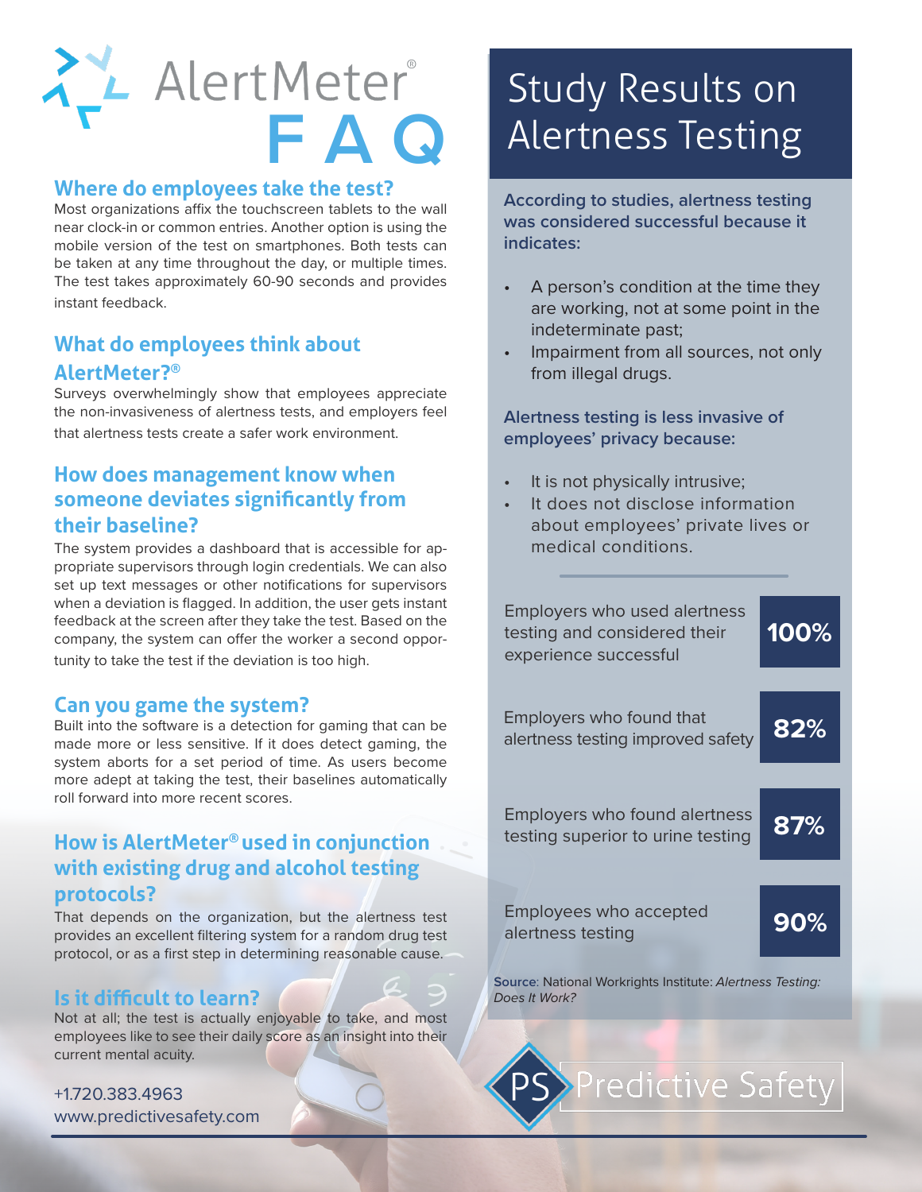# AlertMeter® FAQ

## Where do employees take the test?

Most organizations affix the touchscreen tablets to the wall near clock-in or common entries. Another option is using the mobile version of the test on smartphones. Both tests can be taken at any time throughout the day, or multiple times. The test takes approximately 60-90 seconds and provides instant feedback.

## What do employees think about AlertMeter?®

Surveys overwhelmingly show that employees appreciate the non-invasiveness of alertness tests, and employers feel that alertness tests create a safer work environment.

## How does management know when someone deviates significantly from their baseline?

The system provides a dashboard that is accessible for appropriate supervisors through login credentials. We can also set up text messages or other notifications for supervisors when a deviation is flagged. In addition, the user gets instant feedback at the screen after they take the test. Based on the company, the system can offer the worker a second opportunity to take the test if the deviation is too high.

## Can you game the system?

Built into the software is a detection for gaming that can be made more or less sensitive. If it does detect gaming, the system aborts for a set period of time. As users become more adept at taking the test, their baselines automatically roll forward into more recent scores.

## How is AlertMeter® used in conjunction with existing drug and alcohol testing protocols?

That depends on the organization, but the alertness test provides an excellent filtering system for a random drug test protocol, or as a first step in determining reasonable cause.

## Is it difficult to learn?

Not at all; the test is actually enjoyable to take, and most employees like to see their daily score as an insight into their current mental acuity.

+1.720.383.4963
www.predictivesafety.com

# Study Results on Alertness Testing

**According to studies, alertness testing was considered successful because it indicates:**

- A person's condition at the time they are working, not at some point in the indeterminate past;
- Impairment from all sources, not only from illegal drugs.

**Alertness testing is less invasive of employees' privacy because:**

- It is not physically intrusive;
- It does not disclose information about employees' private lives or medical conditions.

Employers who used alertness testing and considered their experience successful **100%**

Employers who found that alertness testing improved safety **82%**

Employers who found alertness testing superior to urine testing **87%**

Employees who accepted alertness testing **90%**

**Source**: National Workrights Institute: *Alertness Testing: Does It Work?*

PS Predictive Safety